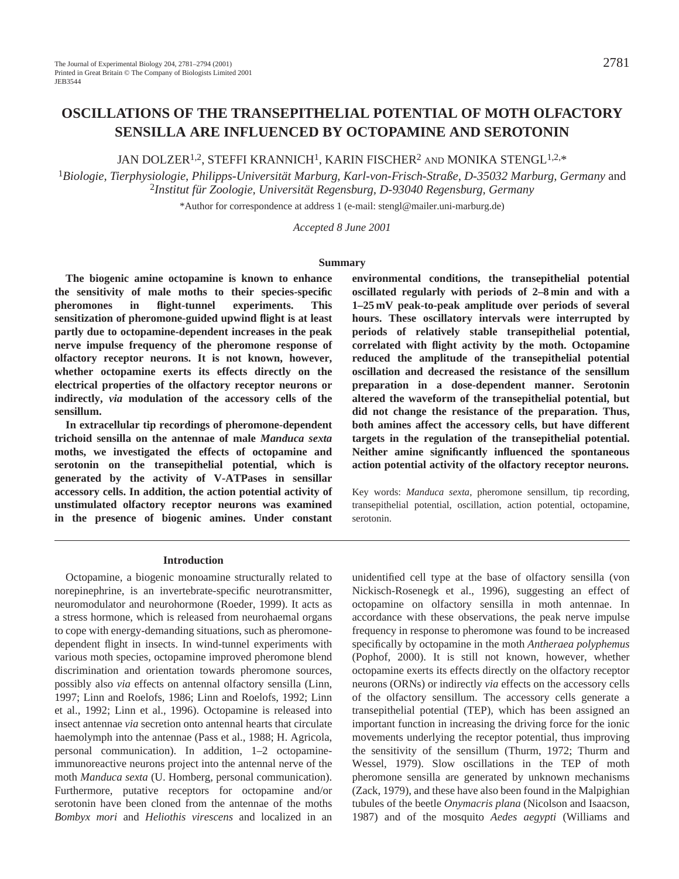# OSCILLATIONS OF THE TRANSEPITHELIAL POTENTIAL OF MOTH OLFACTORY SENSILLA ARE INFLUENCED BY OCTOPAMINE AND SEROTONIN

JAN DOLZER[1,2], STEFFI KRANNICH[1], KARIN FISCHER[2] AND MONIKA STENGL[1,2,*]

[1]*Biologie, Tierphysiologie, Philipps-Universität Marburg, Karl-von-Frisch-Straße, D-35032 Marburg, Germany* and [2]*Institut für Zoologie, Universität Regensburg, D-93040 Regensburg, Germany*

*Author for correspondence at address 1 (e-mail: stengl@mailer.uni-marburg.de)

*Accepted 8 June 2001*

## Summary

**The biogenic amine octopamine is known to enhance the sensitivity of male moths to their species-specific pheromones in flight-tunnel experiments. This sensitization of pheromone-guided upwind flight is at least partly due to octopamine-dependent increases in the peak nerve impulse frequency of the pheromone response of olfactory receptor neurons. It is not known, however, whether octopamine exerts its effects directly on the electrical properties of the olfactory receptor neurons or indirectly, *via* modulation of the accessory cells of the sensillum.**

**In extracellular tip recordings of pheromone-dependent trichoid sensilla on the antennae of male *Manduca sexta* moths, we investigated the effects of octopamine and serotonin on the transepithelial potential, which is generated by the activity of V-ATPases in sensillar accessory cells. In addition, the action potential activity of unstimulated olfactory receptor neurons was examined in the presence of biogenic amines. Under constant environmental conditions, the transepithelial potential oscillated regularly with periods of 2–8 min and with a 1–25 mV peak-to-peak amplitude over periods of several hours. These oscillatory intervals were interrupted by periods of relatively stable transepithelial potential, correlated with flight activity by the moth. Octopamine reduced the amplitude of the transepithelial potential oscillation and decreased the resistance of the sensillum preparation in a dose-dependent manner. Serotonin altered the waveform of the transepithelial potential, but did not change the resistance of the preparation. Thus, both amines affect the accessory cells, but have different targets in the regulation of the transepithelial potential. Neither amine significantly influenced the spontaneous action potential activity of the olfactory receptor neurons.**

Key words: *Manduca sexta*, pheromone sensillum, tip recording, transepithelial potential, oscillation, action potential, octopamine, serotonin.

## Introduction

Octopamine, a biogenic monoamine structurally related to norepinephrine, is an invertebrate-specific neurotransmitter, neuromodulator and neurohormone (Roeder, 1999). It acts as a stress hormone, which is released from neurohaemal organs to cope with energy-demanding situations, such as pheromone-dependent flight in insects. In wind-tunnel experiments with various moth species, octopamine improved pheromone blend discrimination and orientation towards pheromone sources, possibly also *via* effects on antennal olfactory sensilla (Linn, 1997; Linn and Roelofs, 1986; Linn and Roelofs, 1992; Linn et al., 1992; Linn et al., 1996). Octopamine is released into insect antennae *via* secretion onto antennal hearts that circulate haemolymph into the antennae (Pass et al., 1988; H. Agricola, personal communication). In addition, 1–2 octopamine-immunoreactive neurons project into the antennal nerve of the moth *Manduca sexta* (U. Homberg, personal communication). Furthermore, putative receptors for octopamine and/or serotonin have been cloned from the antennae of the moths *Bombyx mori* and *Heliothis virescens* and localized in an unidentified cell type at the base of olfactory sensilla (von Nickisch-Rosenegk et al., 1996), suggesting an effect of octopamine on olfactory sensilla in moth antennae. In accordance with these observations, the peak nerve impulse frequency in response to pheromone was found to be increased specifically by octopamine in the moth *Antheraea polyphemus* (Pophof, 2000). It is still not known, however, whether octopamine exerts its effects directly on the olfactory receptor neurons (ORNs) or indirectly *via* effects on the accessory cells of the olfactory sensillum. The accessory cells generate a transepithelial potential (TEP), which has been assigned an important function in increasing the driving force for the ionic movements underlying the receptor potential, thus improving the sensitivity of the sensillum (Thurm, 1972; Thurm and Wessel, 1979). Slow oscillations in the TEP of moth pheromone sensilla are generated by unknown mechanisms (Zack, 1979), and these have also been found in the Malpighian tubules of the beetle *Onymacris plana* (Nicolson and Isaacson, 1987) and of the mosquito *Aedes aegypti* (Williams and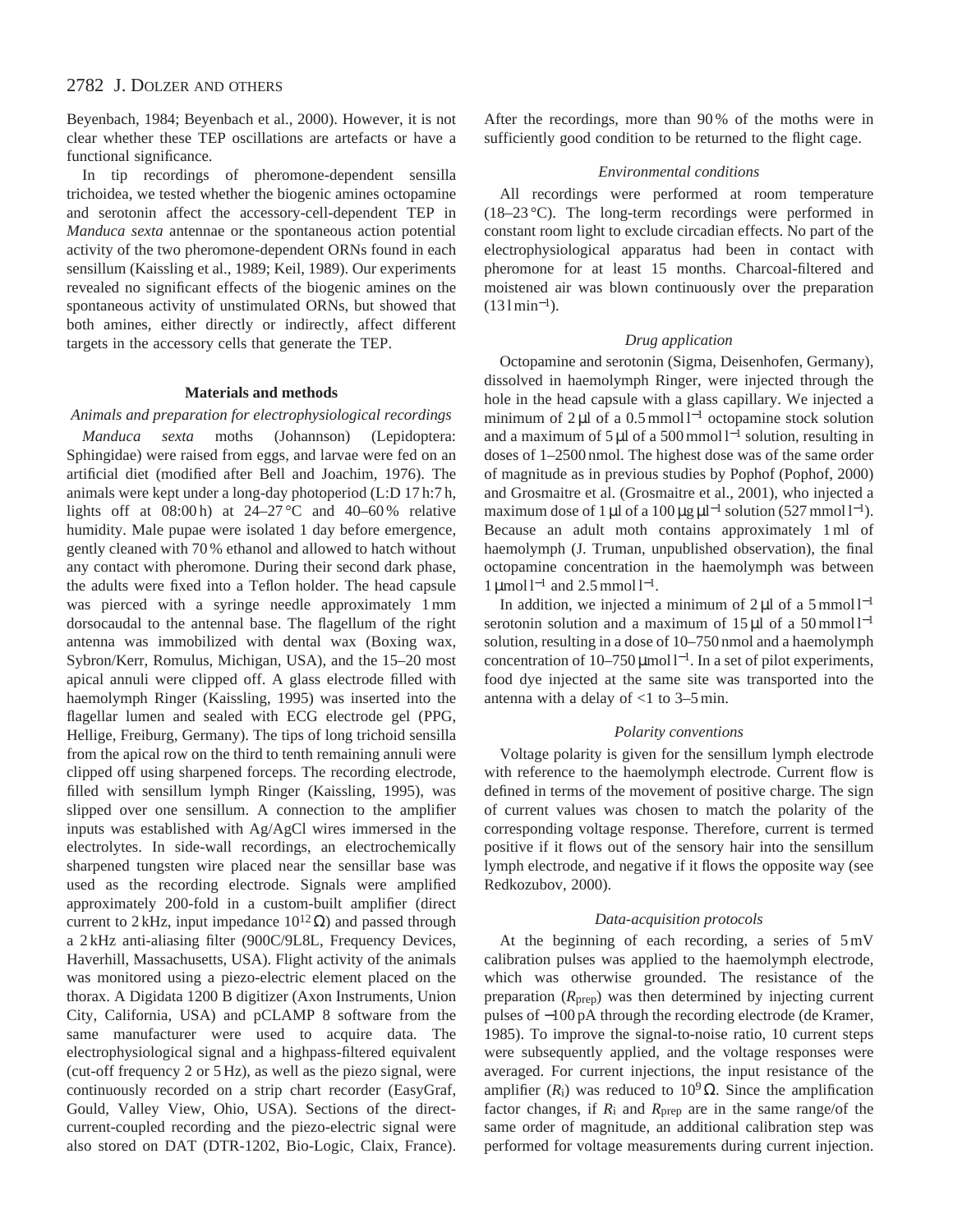Beyenbach, 1984; Beyenbach et al., 2000). However, it is not clear whether these TEP oscillations are artefacts or have a functional significance.

In tip recordings of pheromone-dependent sensilla trichoidea, we tested whether the biogenic amines octopamine and serotonin affect the accessory-cell-dependent TEP in *Manduca sexta* antennae or the spontaneous action potential activity of the two pheromone-dependent ORNs found in each sensillum (Kaissling et al., 1989; Keil, 1989). Our experiments revealed no significant effects of the biogenic amines on the spontaneous activity of unstimulated ORNs, but showed that both amines, either directly or indirectly, affect different targets in the accessory cells that generate the TEP.

## Materials and methods

### *Animals and preparation for electrophysiological recordings*

*Manduca sexta* moths (Johannson) (Lepidoptera: Sphingidae) were raised from eggs, and larvae were fed on an artificial diet (modified after Bell and Joachim, 1976). The animals were kept under a long-day photoperiod (L:D 17 h:7 h, lights off at 08:00 h) at 24–27 °C and 40–60 % relative humidity. Male pupae were isolated 1 day before emergence, gently cleaned with 70 % ethanol and allowed to hatch without any contact with pheromone. During their second dark phase, the adults were fixed into a Teflon holder. The head capsule was pierced with a syringe needle approximately 1 mm dorsocaudal to the antennal base. The flagellum of the right antenna was immobilized with dental wax (Boxing wax, Sybron/Kerr, Romulus, Michigan, USA), and the 15–20 most apical annuli were clipped off. A glass electrode filled with haemolymph Ringer (Kaissling, 1995) was inserted into the flagellar lumen and sealed with ECG electrode gel (PPG, Hellige, Freiburg, Germany). The tips of long trichoid sensilla from the apical row on the third to tenth remaining annuli were clipped off using sharpened forceps. The recording electrode, filled with sensillum lymph Ringer (Kaissling, 1995), was slipped over one sensillum. A connection to the amplifier inputs was established with Ag/AgCl wires immersed in the electrolytes. In side-wall recordings, an electrochemically sharpened tungsten wire placed near the sensillar base was used as the recording electrode. Signals were amplified approximately 200-fold in a custom-built amplifier (direct current to 2 kHz, input impedance $10^{12}\,\Omega$) and passed through a 2 kHz anti-aliasing filter (900C/9L8L, Frequency Devices, Haverhill, Massachusetts, USA). Flight activity of the animals was monitored using a piezo-electric element placed on the thorax. A Digidata 1200 B digitizer (Axon Instruments, Union City, California, USA) and pCLAMP 8 software from the same manufacturer were used to acquire data. The electrophysiological signal and a highpass-filtered equivalent (cut-off frequency 2 or 5 Hz), as well as the piezo signal, were continuously recorded on a strip chart recorder (EasyGraf, Gould, Valley View, Ohio, USA). Sections of the direct-current-coupled recording and the piezo-electric signal were also stored on DAT (DTR-1202, Bio-Logic, Claix, France). After the recordings, more than 90 % of the moths were in sufficiently good condition to be returned to the flight cage.

### *Environmental conditions*

All recordings were performed at room temperature (18–23 °C). The long-term recordings were performed in constant room light to exclude circadian effects. No part of the electrophysiological apparatus had been in contact with pheromone for at least 15 months. Charcoal-filtered and moistened air was blown continuously over the preparation ($13\,\mathrm{l\,min^{-1}}$).

### *Drug application*

Octopamine and serotonin (Sigma, Deisenhofen, Germany), dissolved in haemolymph Ringer, were injected through the hole in the head capsule with a glass capillary. We injected a minimum of 2 µl of a $0.5\,\mathrm{mmol\,l^{-1}}$ octopamine stock solution and a maximum of 5 µl of a $500\,\mathrm{mmol\,l^{-1}}$ solution, resulting in doses of 1–2500 nmol. The highest dose was of the same order of magnitude as in previous studies by Pophof (Pophof, 2000) and Grosmaitre et al. (Grosmaitre et al., 2001), who injected a maximum dose of 1 µl of a $100\,\mathrm{\mu g\,\mu l^{-1}}$ solution ($527\,\mathrm{mmol\,l^{-1}}$). Because an adult moth contains approximately 1 ml of haemolymph (J. Truman, unpublished observation), the final octopamine concentration in the haemolymph was between $1\,\mathrm{\mu mol\,l^{-1}}$ and $2.5\,\mathrm{mmol\,l^{-1}}$.

In addition, we injected a minimum of 2 µl of a $5\,\mathrm{mmol\,l^{-1}}$ serotonin solution and a maximum of 15 µl of a $50\,\mathrm{mmol\,l^{-1}}$ solution, resulting in a dose of 10–750 nmol and a haemolymph concentration of $10$–$750\,\mathrm{\mu mol\,l^{-1}}$. In a set of pilot experiments, food dye injected at the same site was transported into the antenna with a delay of <1 to 3–5 min.

### *Polarity conventions*

Voltage polarity is given for the sensillum lymph electrode with reference to the haemolymph electrode. Current flow is defined in terms of the movement of positive charge. The sign of current values was chosen to match the polarity of the corresponding voltage response. Therefore, current is termed positive if it flows out of the sensory hair into the sensillum lymph electrode, and negative if it flows the opposite way (see Redkozubov, 2000).

### *Data-acquisition protocols*

At the beginning of each recording, a series of 5 mV calibration pulses was applied to the haemolymph electrode, which was otherwise grounded. The resistance of the preparation ($R_{\mathrm{prep}}$) was then determined by injecting current pulses of −100 pA through the recording electrode (de Kramer, 1985). To improve the signal-to-noise ratio, 10 current steps were subsequently applied, and the voltage responses were averaged. For current injections, the input resistance of the amplifier ($R_{\mathrm{i}}$) was reduced to $10^{9}\,\Omega$. Since the amplification factor changes, if $R_{\mathrm{i}}$ and $R_{\mathrm{prep}}$ are in the same range/of the same order of magnitude, an additional calibration step was performed for voltage measurements during current injection.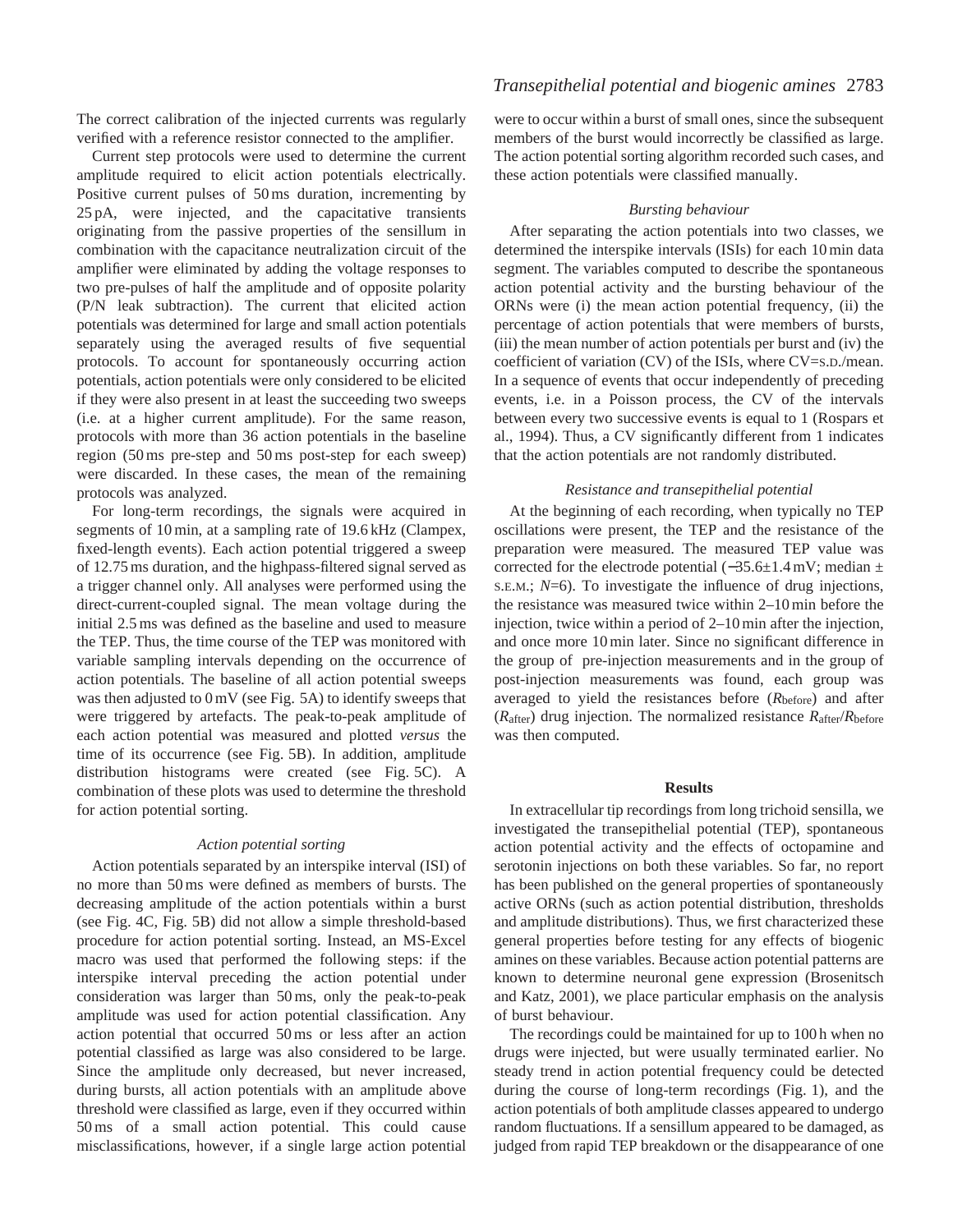The correct calibration of the injected currents was regularly verified with a reference resistor connected to the amplifier.

Current step protocols were used to determine the current amplitude required to elicit action potentials electrically. Positive current pulses of 50 ms duration, incrementing by 25 pA, were injected, and the capacitative transients originating from the passive properties of the sensillum in combination with the capacitance neutralization circuit of the amplifier were eliminated by adding the voltage responses to two pre-pulses of half the amplitude and of opposite polarity (P/N leak subtraction). The current that elicited action potentials was determined for large and small action potentials separately using the averaged results of five sequential protocols. To account for spontaneously occurring action potentials, action potentials were only considered to be elicited if they were also present in at least the succeeding two sweeps (i.e. at a higher current amplitude). For the same reason, protocols with more than 36 action potentials in the baseline region (50 ms pre-step and 50 ms post-step for each sweep) were discarded. In these cases, the mean of the remaining protocols was analyzed.

For long-term recordings, the signals were acquired in segments of 10 min, at a sampling rate of 19.6 kHz (Clampex, fixed-length events). Each action potential triggered a sweep of 12.75 ms duration, and the highpass-filtered signal served as a trigger channel only. All analyses were performed using the direct-current-coupled signal. The mean voltage during the initial 2.5 ms was defined as the baseline and used to measure the TEP. Thus, the time course of the TEP was monitored with variable sampling intervals depending on the occurrence of action potentials. The baseline of all action potential sweeps was then adjusted to 0 mV (see Fig. 5A) to identify sweeps that were triggered by artefacts. The peak-to-peak amplitude of each action potential was measured and plotted *versus* the time of its occurrence (see Fig. 5B). In addition, amplitude distribution histograms were created (see Fig. 5C). A combination of these plots was used to determine the threshold for action potential sorting.

### *Action potential sorting*

Action potentials separated by an interspike interval (ISI) of no more than 50 ms were defined as members of bursts. The decreasing amplitude of the action potentials within a burst (see Fig. 4C, Fig. 5B) did not allow a simple threshold-based procedure for action potential sorting. Instead, an MS-Excel macro was used that performed the following steps: if the interspike interval preceding the action potential under consideration was larger than 50 ms, only the peak-to-peak amplitude was used for action potential classification. Any action potential that occurred 50 ms or less after an action potential classified as large was also considered to be large. Since the amplitude only decreased, but never increased, during bursts, all action potentials with an amplitude above threshold were classified as large, even if they occurred within 50 ms of a small action potential. This could cause misclassifications, however, if a single large action potential were to occur within a burst of small ones, since the subsequent members of the burst would incorrectly be classified as large. The action potential sorting algorithm recorded such cases, and these action potentials were classified manually.

### *Bursting behaviour*

After separating the action potentials into two classes, we determined the interspike intervals (ISIs) for each 10 min data segment. The variables computed to describe the spontaneous action potential activity and the bursting behaviour of the ORNs were (i) the mean action potential frequency, (ii) the percentage of action potentials that were members of bursts, (iii) the mean number of action potentials per burst and (iv) the coefficient of variation (CV) of the ISIs, where CV=S.D./mean. In a sequence of events that occur independently of preceding events, i.e. in a Poisson process, the CV of the intervals between every two successive events is equal to 1 (Rospars et al., 1994). Thus, a CV significantly different from 1 indicates that the action potentials are not randomly distributed.

### *Resistance and transepithelial potential*

At the beginning of each recording, when typically no TEP oscillations were present, the TEP and the resistance of the preparation were measured. The measured TEP value was corrected for the electrode potential (−35.6±1.4 mV; median ± S.E.M.; $N$=6). To investigate the influence of drug injections, the resistance was measured twice within 2–10 min before the injection, twice within a period of 2–10 min after the injection, and once more 10 min later. Since no significant difference in the group of pre-injection measurements and in the group of post-injection measurements was found, each group was averaged to yield the resistances before ($R_{\text{before}}$) and after ($R_{\text{after}}$) drug injection. The normalized resistance $R_{\text{after}}/R_{\text{before}}$ was then computed.

## Results

In extracellular tip recordings from long trichoid sensilla, we investigated the transepithelial potential (TEP), spontaneous action potential activity and the effects of octopamine and serotonin injections on both these variables. So far, no report has been published on the general properties of spontaneously active ORNs (such as action potential distribution, thresholds and amplitude distributions). Thus, we first characterized these general properties before testing for any effects of biogenic amines on these variables. Because action potential patterns are known to determine neuronal gene expression (Brosenitsch and Katz, 2001), we place particular emphasis on the analysis of burst behaviour.

The recordings could be maintained for up to 100 h when no drugs were injected, but were usually terminated earlier. No steady trend in action potential frequency could be detected during the course of long-term recordings (Fig. 1), and the action potentials of both amplitude classes appeared to undergo random fluctuations. If a sensillum appeared to be damaged, as judged from rapid TEP breakdown or the disappearance of one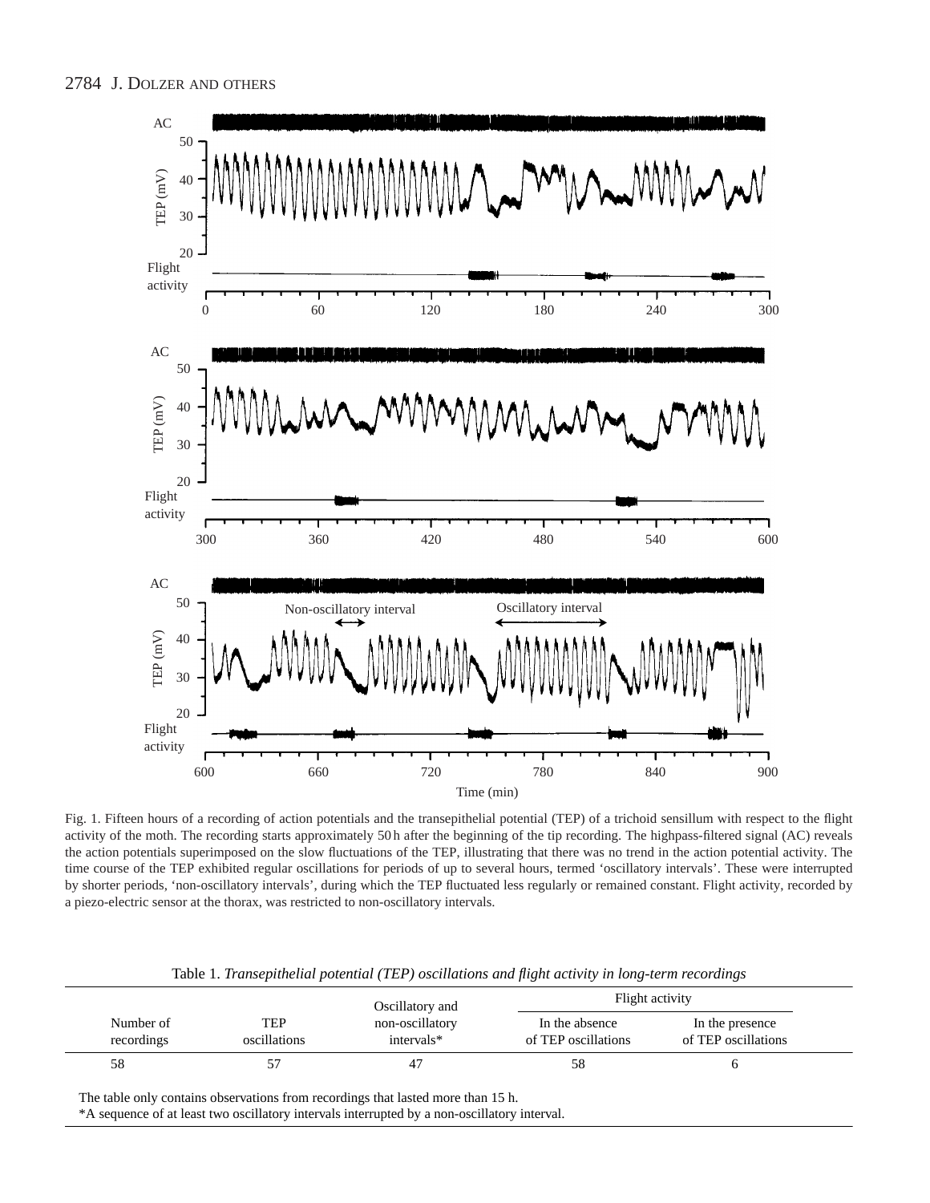Fig. 1. Fifteen hours of a recording of action potentials and the transepithelial potential (TEP) of a trichoid sensillum with respect to the flight activity of the moth. The recording starts approximately 50 h after the beginning of the tip recording. The highpass-filtered signal (AC) reveals the action potentials superimposed on the slow fluctuations of the TEP, illustrating that there was no trend in the action potential activity. The time course of the TEP exhibited regular oscillations for periods of up to several hours, termed 'oscillatory intervals'. These were interrupted by shorter periods, 'non-oscillatory intervals', during which the TEP fluctuated less regularly or remained constant. Flight activity, recorded by a piezo-electric sensor at the thorax, was restricted to non-oscillatory intervals.

Table 1. *Transepithelial potential (TEP) oscillations and flight activity in long-term recordings*

| Number of recordings | TEP oscillations | Oscillatory and non-oscillatory intervals* | Flight activity | |
|---|---|---|---|---|
| | | | In the absence of TEP oscillations | In the presence of TEP oscillations |
| 58 | 57 | 47 | 58 | 6 |

The table only contains observations from recordings that lasted more than 15 h.

*A sequence of at least two oscillatory intervals interrupted by a non-oscillatory interval.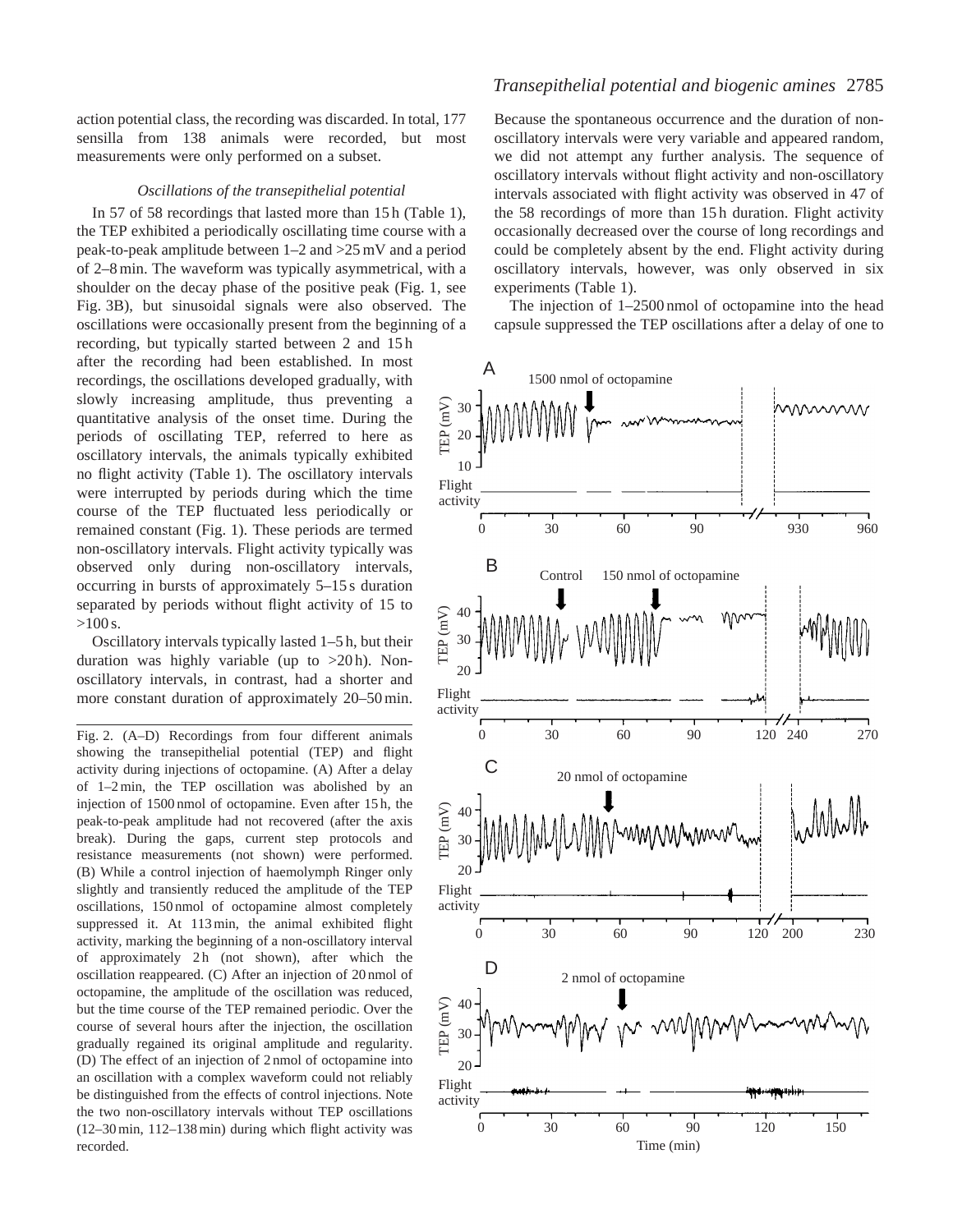action potential class, the recording was discarded. In total, 177 sensilla from 138 animals were recorded, but most measurements were only performed on a subset.

### *Oscillations of the transepithelial potential*

In 57 of 58 recordings that lasted more than 15 h (Table 1), the TEP exhibited a periodically oscillating time course with a peak-to-peak amplitude between 1–2 and >25 mV and a period of 2–8 min. The waveform was typically asymmetrical, with a shoulder on the decay phase of the positive peak (Fig. 1, see Fig. 3B), but sinusoidal signals were also observed. The oscillations were occasionally present from the beginning of a recording, but typically started between 2 and 15 h after the recording had been established. In most recordings, the oscillations developed gradually, with slowly increasing amplitude, thus preventing a quantitative analysis of the onset time. During the periods of oscillating TEP, referred to here as oscillatory intervals, the animals typically exhibited no flight activity (Table 1). The oscillatory intervals were interrupted by periods during which the time course of the TEP fluctuated less periodically or remained constant (Fig. 1). These periods are termed non-oscillatory intervals. Flight activity typically was observed only during non-oscillatory intervals, occurring in bursts of approximately 5–15 s duration separated by periods without flight activity of 15 to >100 s.

Oscillatory intervals typically lasted 1–5 h, but their duration was highly variable (up to >20 h). Non-oscillatory intervals, in contrast, had a shorter and more constant duration of approximately 20–50 min.

Because the spontaneous occurrence and the duration of non-oscillatory intervals were very variable and appeared random, we did not attempt any further analysis. The sequence of oscillatory intervals without flight activity and non-oscillatory intervals associated with flight activity was observed in 47 of the 58 recordings of more than 15 h duration. Flight activity occasionally decreased over the course of long recordings and could be completely absent by the end. Flight activity during oscillatory intervals, however, was only observed in six experiments (Table 1).

The injection of 1–2500 nmol of octopamine into the head capsule suppressed the TEP oscillations after a delay of one to

Fig. 2. (A–D) Recordings from four different animals showing the transepithelial potential (TEP) and flight activity during injections of octopamine. (A) After a delay of 1–2 min, the TEP oscillation was abolished by an injection of 1500 nmol of octopamine. Even after 15 h, the peak-to-peak amplitude had not recovered (after the axis break). During the gaps, current step protocols and resistance measurements (not shown) were performed. (B) While a control injection of haemolymph Ringer only slightly and transiently reduced the amplitude of the TEP oscillations, 150 nmol of octopamine almost completely suppressed it. At 113 min, the animal exhibited flight activity, marking the beginning of a non-oscillatory interval of approximately 2 h (not shown), after which the oscillation reappeared. (C) After an injection of 20 nmol of octopamine, the amplitude of the oscillation was reduced, but the time course of the TEP remained periodic. Over the course of several hours after the injection, the oscillation gradually regained its original amplitude and regularity. (D) The effect of an injection of 2 nmol of octopamine into an oscillation with a complex waveform could not reliably be distinguished from the effects of control injections. Note the two non-oscillatory intervals without TEP oscillations (12–30 min, 112–138 min) during which flight activity was recorded.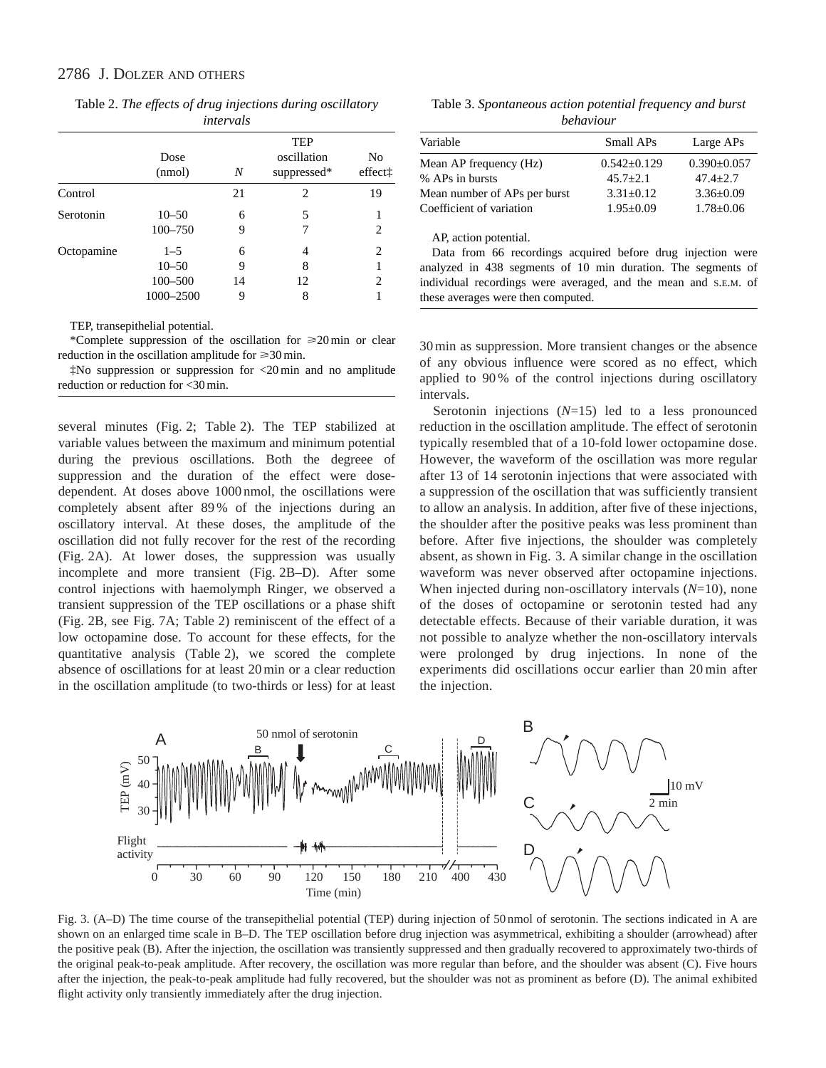Table 2. *The effects of drug injections during oscillatory intervals*

| | Dose (nmol) | *N* | TEP oscillation suppressed* | No effect‡ |
|---|---|---|---|---|
| Control | | 21 | 2 | 19 |
| Serotonin | 10–50 | 6 | 5 | 1 |
| | 100–750 | 9 | 7 | 2 |
| Octopamine | 1–5 | 6 | 4 | 2 |
| | 10–50 | 9 | 8 | 1 |
| | 100–500 | 14 | 12 | 2 |
| | 1000–2500 | 9 | 8 | 1 |

TEP, transepithelial potential.

*Complete suppression of the oscillation for ≥20 min or clear reduction in the oscillation amplitude for ≥30 min.

‡No suppression or suppression for <20 min and no amplitude reduction or reduction for <30 min.

Table 3. *Spontaneous action potential frequency and burst behaviour*

| Variable | Small APs | Large APs |
|---|---|---|
| Mean AP frequency (Hz) | 0.542±0.129 | 0.390±0.057 |
| % APs in bursts | 45.7±2.1 | 47.4±2.7 |
| Mean number of APs per burst | 3.31±0.12 | 3.36±0.09 |
| Coefficient of variation | 1.95±0.09 | 1.78±0.06 |

AP, action potential.

Data from 66 recordings acquired before drug injection were analyzed in 438 segments of 10 min duration. The segments of individual recordings were averaged, and the mean and S.E.M. of these averages were then computed.

several minutes (Fig. 2; Table 2). The TEP stabilized at variable values between the maximum and minimum potential during the previous oscillations. Both the degreee of suppression and the duration of the effect were dose-dependent. At doses above 1000 nmol, the oscillations were completely absent after 89 % of the injections during an oscillatory interval. At these doses, the amplitude of the oscillation did not fully recover for the rest of the recording (Fig. 2A). At lower doses, the suppression was usually incomplete and more transient (Fig. 2B–D). After some control injections with haemolymph Ringer, we observed a transient suppression of the TEP oscillations or a phase shift (Fig. 2B, see Fig. 7A; Table 2) reminiscent of the effect of a low octopamine dose. To account for these effects, for the quantitative analysis (Table 2), we scored the complete absence of oscillations for at least 20 min or a clear reduction in the oscillation amplitude (to two-thirds or less) for at least 30 min as suppression. More transient changes or the absence of any obvious influence were scored as no effect, which applied to 90 % of the control injections during oscillatory intervals.

Serotonin injections (*N*=15) led to a less pronounced reduction in the oscillation amplitude. The effect of serotonin typically resembled that of a 10-fold lower octopamine dose. However, the waveform of the oscillation was more regular after 13 of 14 serotonin injections that were associated with a suppression of the oscillation that was sufficiently transient to allow an analysis. In addition, after five of these injections, the shoulder after the positive peaks was less prominent than before. After five injections, the shoulder was completely absent, as shown in Fig. 3. A similar change in the oscillation waveform was never observed after octopamine injections. When injected during non-oscillatory intervals (*N*=10), none of the doses of octopamine or serotonin tested had any detectable effects. Because of their variable duration, it was not possible to analyze whether the non-oscillatory intervals were prolonged by drug injections. In none of the experiments did oscillations occur earlier than 20 min after the injection.

Fig. 3. (A–D) The time course of the transepithelial potential (TEP) during injection of 50 nmol of serotonin. The sections indicated in A are shown on an enlarged time scale in B–D. The TEP oscillation before drug injection was asymmetrical, exhibiting a shoulder (arrowhead) after the positive peak (B). After the injection, the oscillation was transiently suppressed and then gradually recovered to approximately two-thirds of the original peak-to-peak amplitude. After recovery, the oscillation was more regular than before, and the shoulder was absent (C). Five hours after the injection, the peak-to-peak amplitude had fully recovered, but the shoulder was not as prominent as before (D). The animal exhibited flight activity only transiently immediately after the drug injection.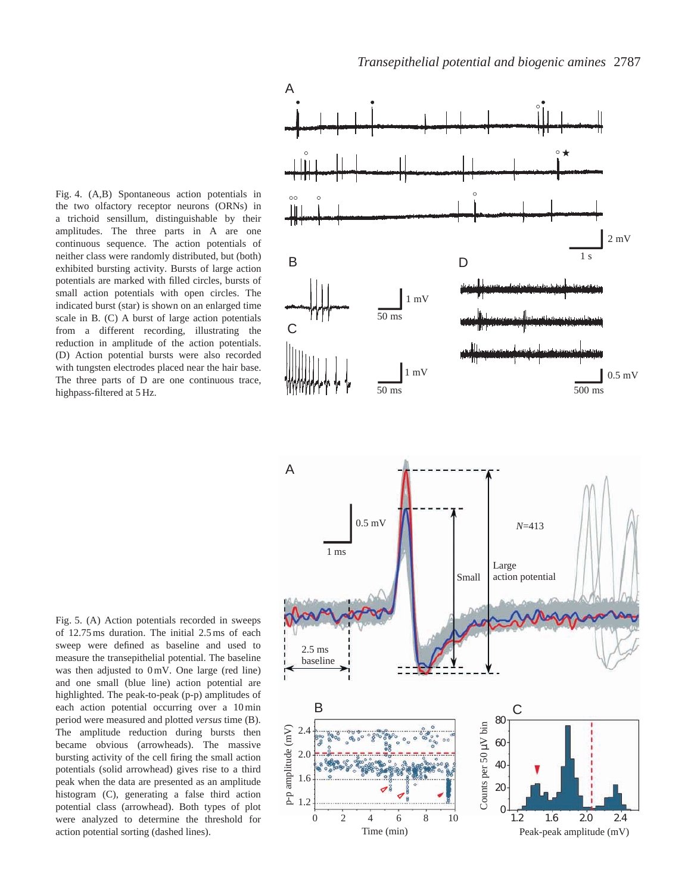Fig. 4. (A,B) Spontaneous action potentials in the two olfactory receptor neurons (ORNs) in a trichoid sensillum, distinguishable by their amplitudes. The three parts in A are one continuous sequence. The action potentials of neither class were randomly distributed, but (both) exhibited bursting activity. Bursts of large action potentials are marked with filled circles, bursts of small action potentials with open circles. The indicated burst (star) is shown on an enlarged time scale in B. (C) A burst of large action potentials from a different recording, illustrating the reduction in amplitude of the action potentials. (D) Action potential bursts were also recorded with tungsten electrodes placed near the hair base. The three parts of D are one continuous trace, highpass-filtered at 5 Hz.

Fig. 5. (A) Action potentials recorded in sweeps of 12.75 ms duration. The initial 2.5 ms of each sweep were defined as baseline and used to measure the transepithelial potential. The baseline was then adjusted to 0 mV. One large (red line) and one small (blue line) action potential are highlighted. The peak-to-peak (p-p) amplitudes of each action potential occurring over a 10 min period were measured and plotted *versus* time (B). The amplitude reduction during bursts then became obvious (arrowheads). The massive bursting activity of the cell firing the small action potentials (solid arrowhead) gives rise to a third peak when the data are presented as an amplitude histogram (C), generating a false third action potential class (arrowhead). Both types of plot were analyzed to determine the threshold for action potential sorting (dashed lines).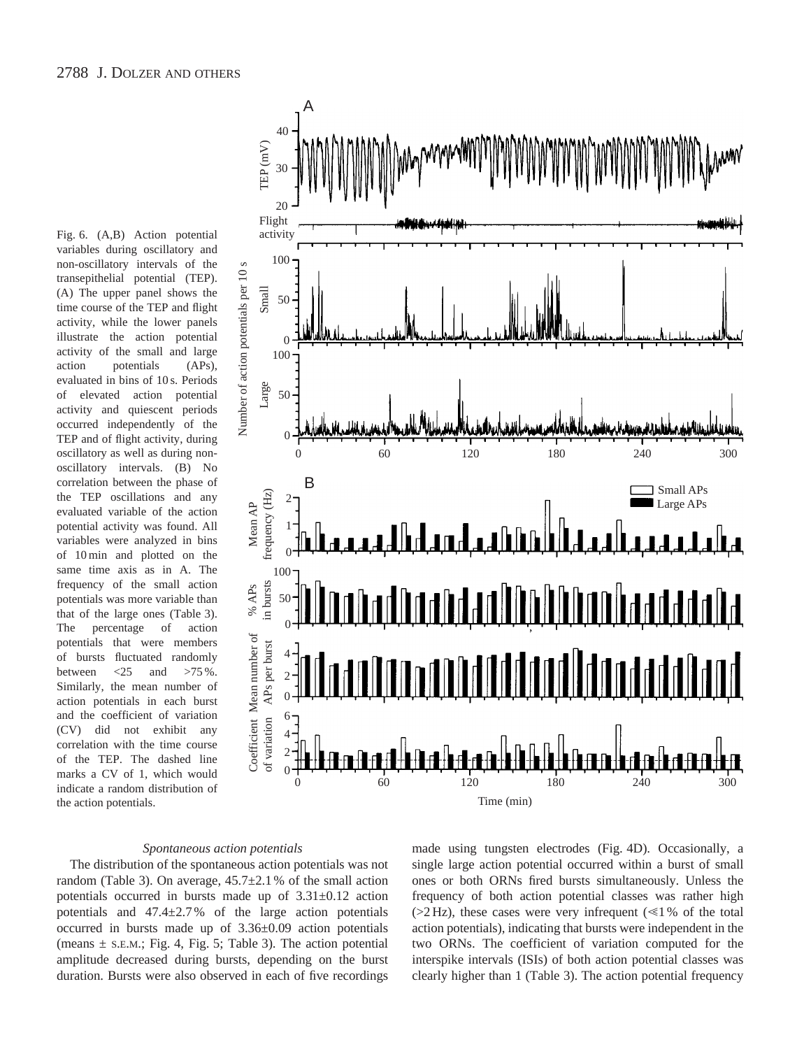Fig. 6. (A,B) Action potential variables during oscillatory and non-oscillatory intervals of the transepithelial potential (TEP). (A) The upper panel shows the time course of the TEP and flight activity, while the lower panels illustrate the action potential activity of the small and large action potentials (APs), evaluated in bins of 10 s. Periods of elevated action potential activity and quiescent periods occurred independently of the TEP and of flight activity, during oscillatory as well as during non-oscillatory intervals. (B) No correlation between the phase of the TEP oscillations and any evaluated variable of the action potential activity was found. All variables were analyzed in bins of 10 min and plotted on the same time axis as in A. The frequency of the small action potentials was more variable than that of the large ones (Table 3). The percentage of action potentials that were members of bursts fluctuated randomly between <25 and >75 %. Similarly, the mean number of action potentials in each burst and the coefficient of variation (CV) did not exhibit any correlation with the time course of the TEP. The dashed line marks a CV of 1, which would indicate a random distribution of the action potentials.

*Spontaneous action potentials*

The distribution of the spontaneous action potentials was not random (Table 3). On average, 45.7±2.1 % of the small action potentials occurred in bursts made up of 3.31±0.12 action potentials and 47.4±2.7 % of the large action potentials occurred in bursts made up of 3.36±0.09 action potentials (means ± S.E.M.; Fig. 4, Fig. 5; Table 3). The action potential amplitude decreased during bursts, depending on the burst duration. Bursts were also observed in each of five recordings made using tungsten electrodes (Fig. 4D). Occasionally, a single large action potential occurred within a burst of small ones or both ORNs fired bursts simultaneously. Unless the frequency of both action potential classes was rather high (>2 Hz), these cases were very infrequent (≪1 % of the total action potentials), indicating that bursts were independent in the two ORNs. The coefficient of variation computed for the interspike intervals (ISIs) of both action potential classes was clearly higher than 1 (Table 3). The action potential frequency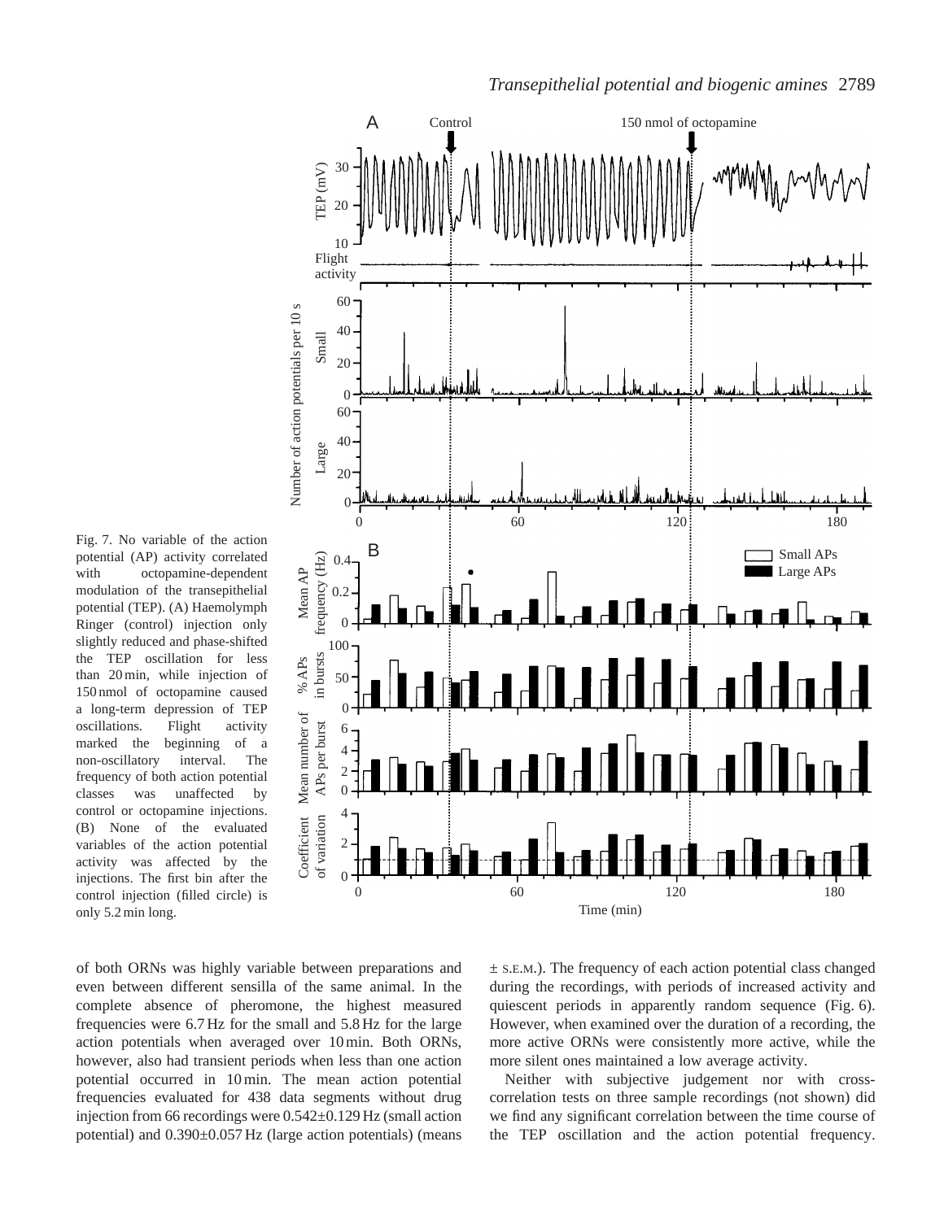Fig. 7. No variable of the action potential (AP) activity correlated with octopamine-dependent modulation of the transepithelial potential (TEP). (A) Haemolymph Ringer (control) injection only slightly reduced and phase-shifted the TEP oscillation for less than 20 min, while injection of 150 nmol of octopamine caused a long-term depression of TEP oscillations. Flight activity marked the beginning of a non-oscillatory interval. The frequency of both action potential classes was unaffected by control or octopamine injections. (B) None of the evaluated variables of the action potential activity was affected by the injections. The first bin after the control injection (filled circle) is only 5.2 min long.

of both ORNs was highly variable between preparations and even between different sensilla of the same animal. In the complete absence of pheromone, the highest measured frequencies were 6.7 Hz for the small and 5.8 Hz for the large action potentials when averaged over 10 min. Both ORNs, however, also had transient periods when less than one action potential occurred in 10 min. The mean action potential frequencies evaluated for 438 data segments without drug injection from 66 recordings were 0.542±0.129 Hz (small action potential) and 0.390±0.057 Hz (large action potentials) (means ± S.E.M.). The frequency of each action potential class changed during the recordings, with periods of increased activity and quiescent periods in apparently random sequence (Fig. 6). However, when examined over the duration of a recording, the more active ORNs were consistently more active, while the more silent ones maintained a low average activity.

Neither with subjective judgement nor with cross-correlation tests on three sample recordings (not shown) did we find any significant correlation between the time course of the TEP oscillation and the action potential frequency.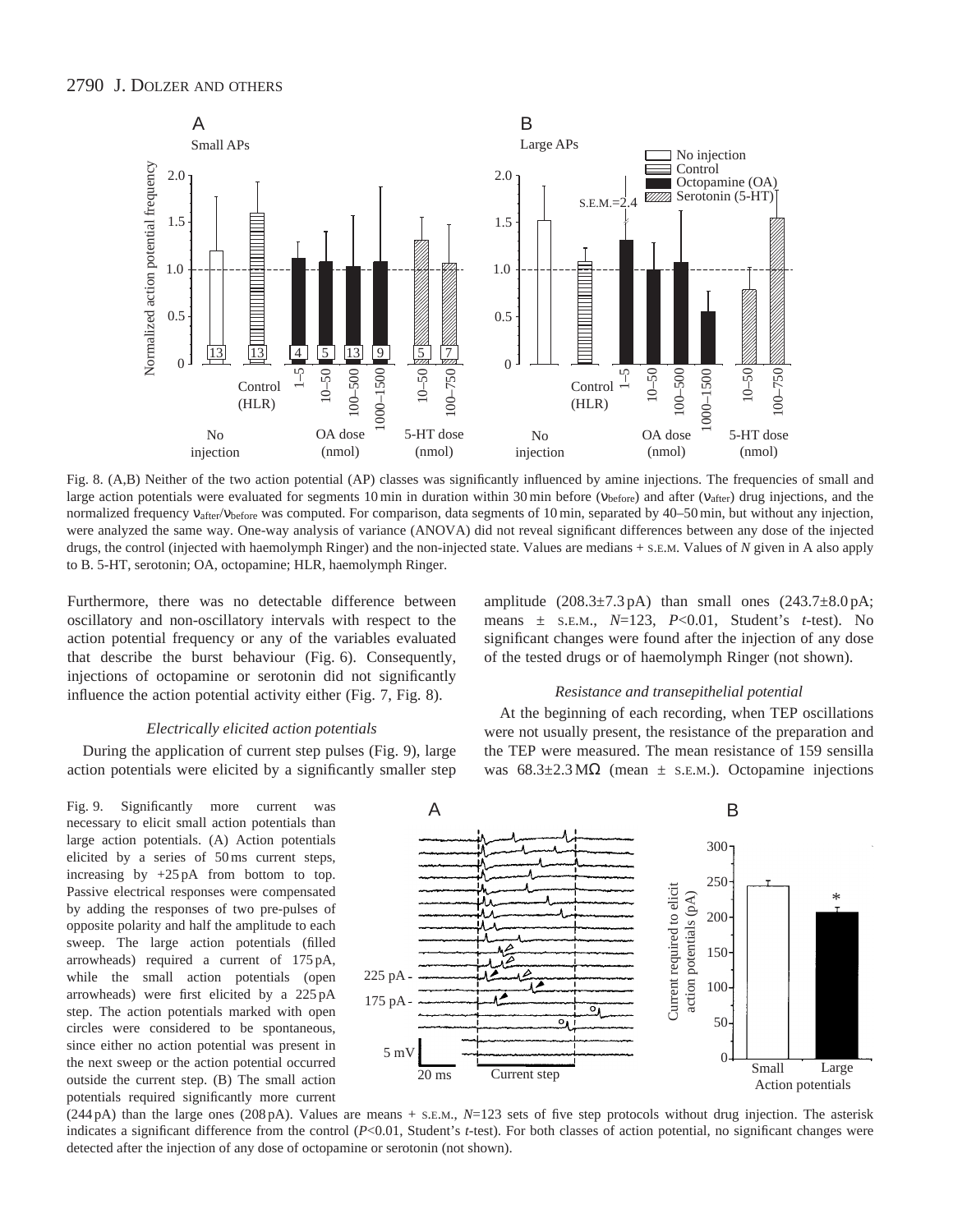Fig. 8. (A,B) Neither of the two action potential (AP) classes was significantly influenced by amine injections. The frequencies of small and large action potentials were evaluated for segments 10 min in duration within 30 min before ($\nu_{before}$) and after ($\nu_{after}$) drug injections, and the normalized frequency $\nu_{after}/\nu_{before}$ was computed. For comparison, data segments of 10 min, separated by 40–50 min, but without any injection, were analyzed the same way. One-way analysis of variance (ANOVA) did not reveal significant differences between any dose of the injected drugs, the control (injected with haemolymph Ringer) and the non-injected state. Values are medians + S.E.M. Values of *N* given in A also apply to B. 5-HT, serotonin; OA, octopamine; HLR, haemolymph Ringer.

Furthermore, there was no detectable difference between oscillatory and non-oscillatory intervals with respect to the action potential frequency or any of the variables evaluated that describe the burst behaviour (Fig. 6). Consequently, injections of octopamine or serotonin did not significantly influence the action potential activity either (Fig. 7, Fig. 8).

### *Electrically elicited action potentials*

During the application of current step pulses (Fig. 9), large action potentials were elicited by a significantly smaller step amplitude (208.3±7.3 pA) than small ones (243.7±8.0 pA; means ± S.E.M., *N*=123, $P<0.01$, Student's *t*-test). No significant changes were found after the injection of any dose of the tested drugs or of haemolymph Ringer (not shown).

### *Resistance and transepithelial potential*

At the beginning of each recording, when TEP oscillations were not usually present, the resistance of the preparation and the TEP were measured. The mean resistance of 159 sensilla was 68.3±2.3 MΩ (mean ± S.E.M.). Octopamine injections

Fig. 9. Significantly more current was necessary to elicit small action potentials than large action potentials. (A) Action potentials elicited by a series of 50 ms current steps, increasing by +25 pA from bottom to top. Passive electrical responses were compensated by adding the responses of two pre-pulses of opposite polarity and half the amplitude to each sweep. The large action potentials (filled arrowheads) required a current of 175 pA, while the small action potentials (open arrowheads) were first elicited by a 225 pA step. The action potentials marked with open circles were considered to be spontaneous, since either no action potential was present in the next sweep or the action potential occurred outside the current step. (B) The small action potentials required significantly more current (244 pA) than the large ones (208 pA). Values are means + S.E.M., *N*=123 sets of five step protocols without drug injection. The asterisk indicates a significant difference from the control ($P<0.01$, Student's *t*-test). For both classes of action potential, no significant changes were detected after the injection of any dose of octopamine or serotonin (not shown).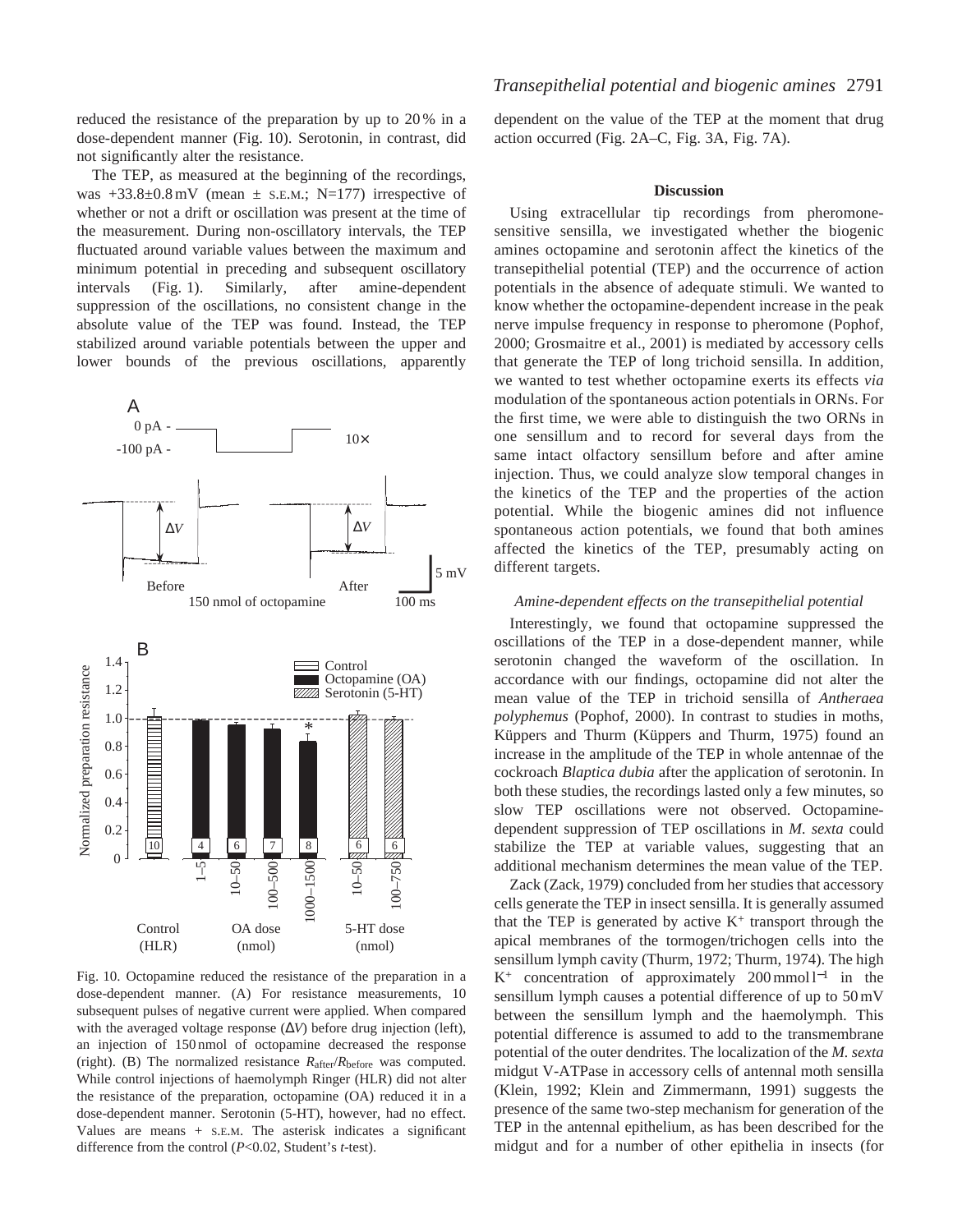reduced the resistance of the preparation by up to 20 % in a dose-dependent manner (Fig. 10). Serotonin, in contrast, did not significantly alter the resistance.

The TEP, as measured at the beginning of the recordings, was +33.8±0.8 mV (mean ± S.E.M.; N=177) irrespective of whether or not a drift or oscillation was present at the time of the measurement. During non-oscillatory intervals, the TEP fluctuated around variable values between the maximum and minimum potential in preceding and subsequent oscillatory intervals (Fig. 1). Similarly, after amine-dependent suppression of the oscillations, no consistent change in the absolute value of the TEP was found. Instead, the TEP stabilized around variable potentials between the upper and lower bounds of the previous oscillations, apparently dependent on the value of the TEP at the moment that drug action occurred (Fig. 2A–C, Fig. 3A, Fig. 7A).

Fig. 10. Octopamine reduced the resistance of the preparation in a dose-dependent manner. (A) For resistance measurements, 10 subsequent pulses of negative current were applied. When compared with the averaged voltage response (Δ*V*) before drug injection (left), an injection of 150 nmol of octopamine decreased the response (right). (B) The normalized resistance $R_{after}/R_{before}$ was computed. While control injections of haemolymph Ringer (HLR) did not alter the resistance of the preparation, octopamine (OA) reduced it in a dose-dependent manner. Serotonin (5-HT), however, had no effect. Values are means + S.E.M. The asterisk indicates a significant difference from the control ($P<0.02$, Student's *t*-test).

## Discussion

Using extracellular tip recordings from pheromone-sensitive sensilla, we investigated whether the biogenic amines octopamine and serotonin affect the kinetics of the transepithelial potential (TEP) and the occurrence of action potentials in the absence of adequate stimuli. We wanted to know whether the octopamine-dependent increase in the peak nerve impulse frequency in response to pheromone (Pophof, 2000; Grosmaitre et al., 2001) is mediated by accessory cells that generate the TEP of long trichoid sensilla. In addition, we wanted to test whether octopamine exerts its effects *via* modulation of the spontaneous action potentials in ORNs. For the first time, we were able to distinguish the two ORNs in one sensillum and to record for several days from the same intact olfactory sensillum before and after amine injection. Thus, we could analyze slow temporal changes in the kinetics of the TEP and the properties of the action potential. While the biogenic amines did not influence spontaneous action potentials, we found that both amines affected the kinetics of the TEP, presumably acting on different targets.

### *Amine-dependent effects on the transepithelial potential*

Interestingly, we found that octopamine suppressed the oscillations of the TEP in a dose-dependent manner, while serotonin changed the waveform of the oscillation. In accordance with our findings, octopamine did not alter the mean value of the TEP in trichoid sensilla of *Antheraea polyphemus* (Pophof, 2000). In contrast to studies in moths, Küppers and Thurm (Küppers and Thurm, 1975) found an increase in the amplitude of the TEP in whole antennae of the cockroach *Blaptica dubia* after the application of serotonin. In both these studies, the recordings lasted only a few minutes, so slow TEP oscillations were not observed. Octopamine-dependent suppression of TEP oscillations in *M. sexta* could stabilize the TEP at variable values, suggesting that an additional mechanism determines the mean value of the TEP.

Zack (Zack, 1979) concluded from her studies that accessory cells generate the TEP in insect sensilla. It is generally assumed that the TEP is generated by active $K^+$ transport through the apical membranes of the tormogen/trichogen cells into the sensillum lymph cavity (Thurm, 1972; Thurm, 1974). The high $K^+$ concentration of approximately 200 mmol l$^{-1}$ in the sensillum lymph causes a potential difference of up to 50 mV between the sensillum lymph and the haemolymph. This potential difference is assumed to add to the transmembrane potential of the outer dendrites. The localization of the *M. sexta* midgut V-ATPase in accessory cells of antennal moth sensilla (Klein, 1992; Klein and Zimmermann, 1991) suggests the presence of the same two-step mechanism for generation of the TEP in the antennal epithelium, as has been described for the midgut and for a number of other epithelia in insects (for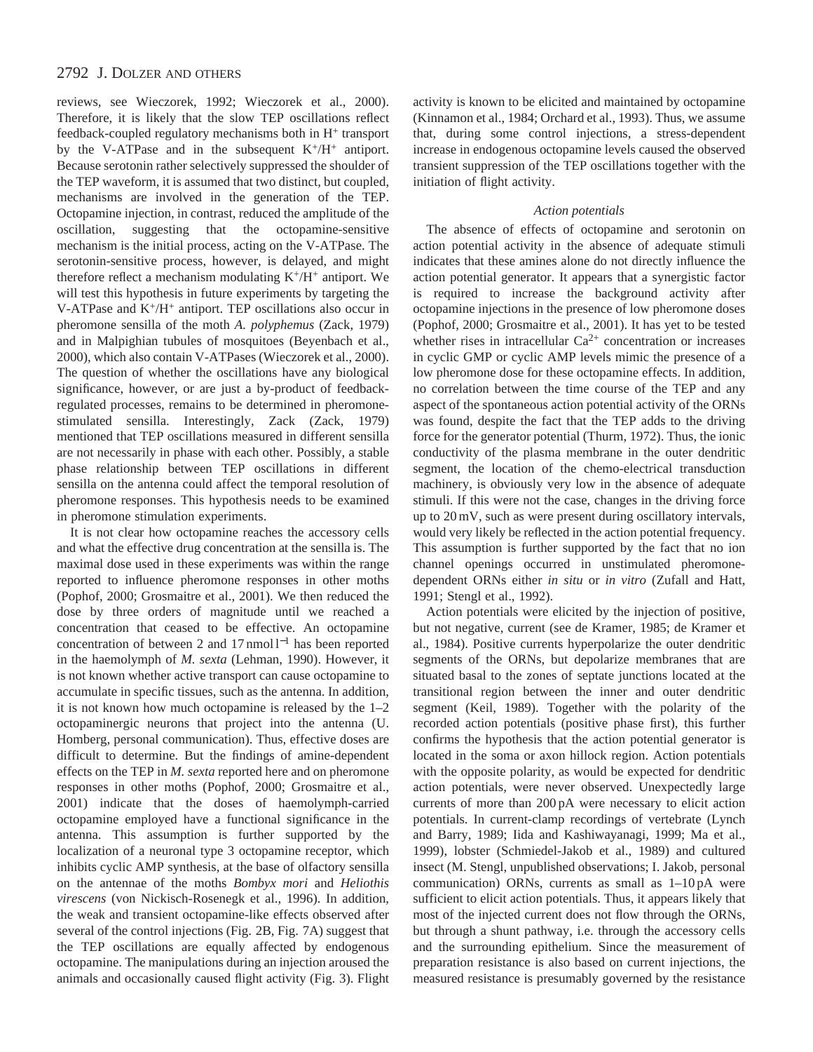reviews, see Wieczorek, 1992; Wieczorek et al., 2000). Therefore, it is likely that the slow TEP oscillations reflect feedback-coupled regulatory mechanisms both in $H^+$ transport by the V-ATPase and in the subsequent $K^+/H^+$ antiport. Because serotonin rather selectively suppressed the shoulder of the TEP waveform, it is assumed that two distinct, but coupled, mechanisms are involved in the generation of the TEP. Octopamine injection, in contrast, reduced the amplitude of the oscillation, suggesting that the octopamine-sensitive mechanism is the initial process, acting on the V-ATPase. The serotonin-sensitive process, however, is delayed, and might therefore reflect a mechanism modulating $K^+/H^+$ antiport. We will test this hypothesis in future experiments by targeting the V-ATPase and $K^+/H^+$ antiport. TEP oscillations also occur in pheromone sensilla of the moth *A. polyphemus* (Zack, 1979) and in Malpighian tubules of mosquitoes (Beyenbach et al., 2000), which also contain V-ATPases (Wieczorek et al., 2000). The question of whether the oscillations have any biological significance, however, or are just a by-product of feedback-regulated processes, remains to be determined in pheromone-stimulated sensilla. Interestingly, Zack (Zack, 1979) mentioned that TEP oscillations measured in different sensilla are not necessarily in phase with each other. Possibly, a stable phase relationship between TEP oscillations in different sensilla on the antenna could affect the temporal resolution of pheromone responses. This hypothesis needs to be examined in pheromone stimulation experiments.

It is not clear how octopamine reaches the accessory cells and what the effective drug concentration at the sensilla is. The maximal dose used in these experiments was within the range reported to influence pheromone responses in other moths (Pophof, 2000; Grosmaitre et al., 2001). We then reduced the dose by three orders of magnitude until we reached a concentration that ceased to be effective. An octopamine concentration of between 2 and 17 $nmol\,l^{-1}$ has been reported in the haemolymph of *M. sexta* (Lehman, 1990). However, it is not known whether active transport can cause octopamine to accumulate in specific tissues, such as the antenna. In addition, it is not known how much octopamine is released by the 1–2 octopaminergic neurons that project into the antenna (U. Homberg, personal communication). Thus, effective doses are difficult to determine. But the findings of amine-dependent effects on the TEP in *M. sexta* reported here and on pheromone responses in other moths (Pophof, 2000; Grosmaitre et al., 2001) indicate that the doses of haemolymph-carried octopamine employed have a functional significance in the antenna. This assumption is further supported by the localization of a neuronal type 3 octopamine receptor, which inhibits cyclic AMP synthesis, at the base of olfactory sensilla on the antennae of the moths *Bombyx mori* and *Heliothis virescens* (von Nickisch-Rosenegk et al., 1996). In addition, the weak and transient octopamine-like effects observed after several of the control injections (Fig. 2B, Fig. 7A) suggest that the TEP oscillations are equally affected by endogenous octopamine. The manipulations during an injection aroused the animals and occasionally caused flight activity (Fig. 3). Flight activity is known to be elicited and maintained by octopamine (Kinnamon et al., 1984; Orchard et al., 1993). Thus, we assume that, during some control injections, a stress-dependent increase in endogenous octopamine levels caused the observed transient suppression of the TEP oscillations together with the initiation of flight activity.

### *Action potentials*

The absence of effects of octopamine and serotonin on action potential activity in the absence of adequate stimuli indicates that these amines alone do not directly influence the action potential generator. It appears that a synergistic factor is required to increase the background activity after octopamine injections in the presence of low pheromone doses (Pophof, 2000; Grosmaitre et al., 2001). It has yet to be tested whether rises in intracellular $Ca^{2+}$ concentration or increases in cyclic GMP or cyclic AMP levels mimic the presence of a low pheromone dose for these octopamine effects. In addition, no correlation between the time course of the TEP and any aspect of the spontaneous action potential activity of the ORNs was found, despite the fact that the TEP adds to the driving force for the generator potential (Thurm, 1972). Thus, the ionic conductivity of the plasma membrane in the outer dendritic segment, the location of the chemo-electrical transduction machinery, is obviously very low in the absence of adequate stimuli. If this were not the case, changes in the driving force up to 20 mV, such as were present during oscillatory intervals, would very likely be reflected in the action potential frequency. This assumption is further supported by the fact that no ion channel openings occurred in unstimulated pheromone-dependent ORNs either *in situ* or *in vitro* (Zufall and Hatt, 1991; Stengl et al., 1992).

Action potentials were elicited by the injection of positive, but not negative, current (see de Kramer, 1985; de Kramer et al., 1984). Positive currents hyperpolarize the outer dendritic segments of the ORNs, but depolarize membranes that are situated basal to the zones of septate junctions located at the transitional region between the inner and outer dendritic segment (Keil, 1989). Together with the polarity of the recorded action potentials (positive phase first), this further confirms the hypothesis that the action potential generator is located in the soma or axon hillock region. Action potentials with the opposite polarity, as would be expected for dendritic action potentials, were never observed. Unexpectedly large currents of more than 200 pA were necessary to elicit action potentials. In current-clamp recordings of vertebrate (Lynch and Barry, 1989; Iida and Kashiwayanagi, 1999; Ma et al., 1999), lobster (Schmiedel-Jakob et al., 1989) and cultured insect (M. Stengl, unpublished observations; I. Jakob, personal communication) ORNs, currents as small as 1–10 pA were sufficient to elicit action potentials. Thus, it appears likely that most of the injected current does not flow through the ORNs, but through a shunt pathway, i.e. through the accessory cells and the surrounding epithelium. Since the measurement of preparation resistance is also based on current injections, the measured resistance is presumably governed by the resistance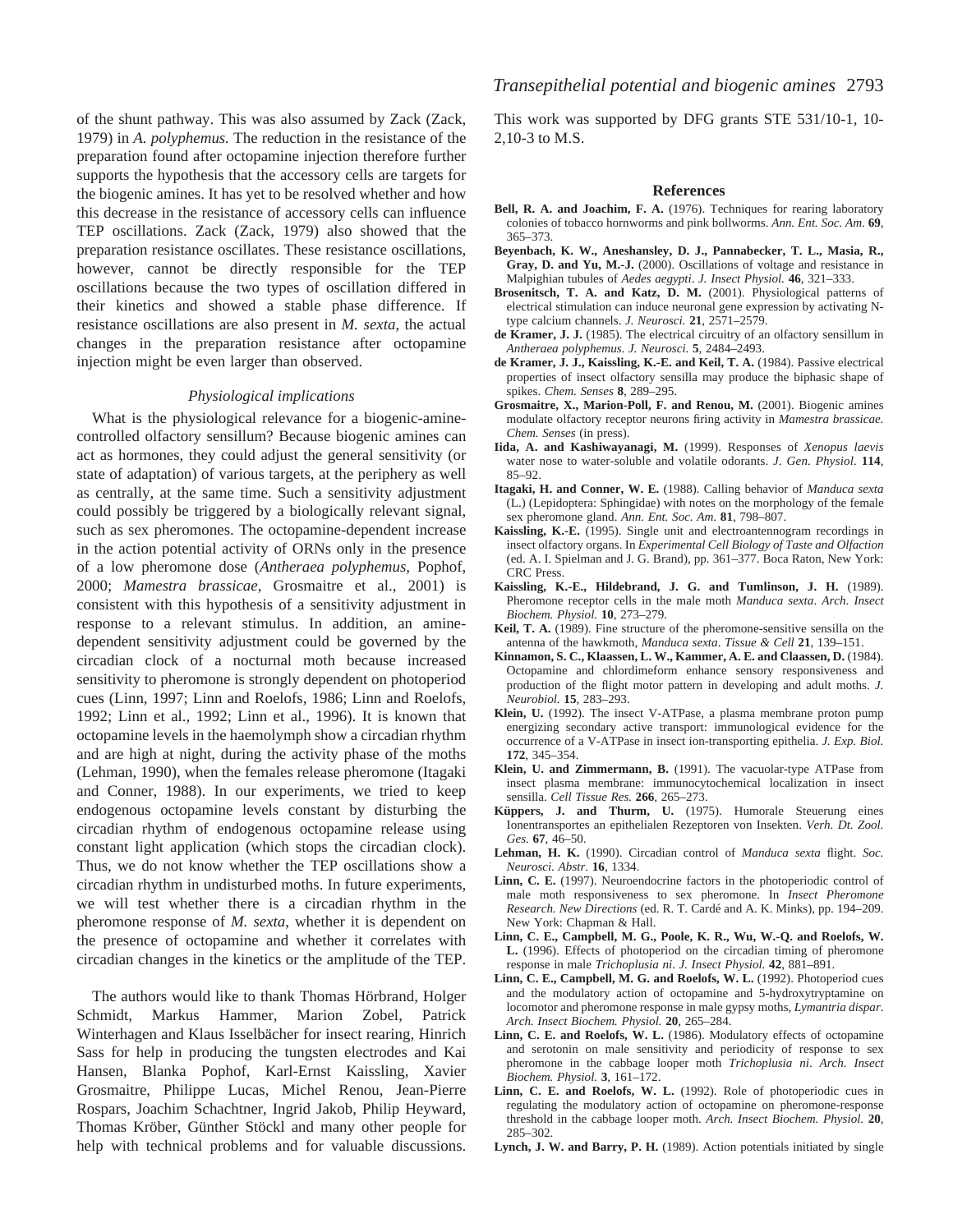of the shunt pathway. This was also assumed by Zack (Zack, 1979) in *A. polyphemus.* The reduction in the resistance of the preparation found after octopamine injection therefore further supports the hypothesis that the accessory cells are targets for the biogenic amines. It has yet to be resolved whether and how this decrease in the resistance of accessory cells can influence TEP oscillations. Zack (Zack, 1979) also showed that the preparation resistance oscillates. These resistance oscillations, however, cannot be directly responsible for the TEP oscillations because the two types of oscillation differed in their kinetics and showed a stable phase difference. If resistance oscillations are also present in *M. sexta*, the actual changes in the preparation resistance after octopamine injection might be even larger than observed.

### *Physiological implications*

What is the physiological relevance for a biogenic-amine-controlled olfactory sensillum? Because biogenic amines can act as hormones, they could adjust the general sensitivity (or state of adaptation) of various targets, at the periphery as well as centrally, at the same time. Such a sensitivity adjustment could possibly be triggered by a biologically relevant signal, such as sex pheromones. The octopamine-dependent increase in the action potential activity of ORNs only in the presence of a low pheromone dose (*Antheraea polyphemus*, Pophof, 2000; *Mamestra brassicae*, Grosmaitre et al., 2001) is consistent with this hypothesis of a sensitivity adjustment in response to a relevant stimulus. In addition, an amine-dependent sensitivity adjustment could be governed by the circadian clock of a nocturnal moth because increased sensitivity to pheromone is strongly dependent on photoperiod cues (Linn, 1997; Linn and Roelofs, 1986; Linn and Roelofs, 1992; Linn et al., 1992; Linn et al., 1996). It is known that octopamine levels in the haemolymph show a circadian rhythm and are high at night, during the activity phase of the moths (Lehman, 1990), when the females release pheromone (Itagaki and Conner, 1988). In our experiments, we tried to keep endogenous octopamine levels constant by disturbing the circadian rhythm of endogenous octopamine release using constant light application (which stops the circadian clock). Thus, we do not know whether the TEP oscillations show a circadian rhythm in undisturbed moths. In future experiments, we will test whether there is a circadian rhythm in the pheromone response of *M. sexta*, whether it is dependent on the presence of octopamine and whether it correlates with circadian changes in the kinetics or the amplitude of the TEP.

The authors would like to thank Thomas Hörbrand, Holger Schmidt, Markus Hammer, Marion Zobel, Patrick Winterhagen and Klaus Isselbächer for insect rearing, Hinrich Sass for help in producing the tungsten electrodes and Kai Hansen, Blanka Pophof, Karl-Ernst Kaissling, Xavier Grosmaitre, Philippe Lucas, Michel Renou, Jean-Pierre Rospars, Joachim Schachtner, Ingrid Jakob, Philip Heyward, Thomas Kröber, Günther Stöckl and many other people for help with technical problems and for valuable discussions. This work was supported by DFG grants STE 531/10-1, 10-2,10-3 to M.S.

## References

**Bell, R. A. and Joachim, F. A.** (1976). Techniques for rearing laboratory colonies of tobacco hornworms and pink bollworms. *Ann. Ent. Soc. Am.* **69**, 365–373.

**Beyenbach, K. W., Aneshansley, D. J., Pannabecker, T. L., Masia, R., Gray, D. and Yu, M.-J.** (2000). Oscillations of voltage and resistance in Malpighian tubules of *Aedes aegypti*. *J. Insect Physiol.* **46**, 321–333.

**Brosenitsch, T. A. and Katz, D. M.** (2001). Physiological patterns of electrical stimulation can induce neuronal gene expression by activating N-type calcium channels. *J. Neurosci.* **21**, 2571–2579.

**de Kramer, J. J.** (1985). The electrical circuitry of an olfactory sensillum in *Antheraea polyphemus*. *J. Neurosci.* **5**, 2484–2493.

**de Kramer, J. J., Kaissling, K.-E. and Keil, T. A.** (1984). Passive electrical properties of insect olfactory sensilla may produce the biphasic shape of spikes. *Chem. Senses* **8**, 289–295.

**Grosmaitre, X., Marion-Poll, F. and Renou, M.** (2001). Biogenic amines modulate olfactory receptor neurons firing activity in *Mamestra brassicae*. *Chem. Senses* (in press).

**Iida, A. and Kashiwayanagi, M.** (1999). Responses of *Xenopus laevis* water nose to water-soluble and volatile odorants. *J. Gen. Physiol.* **114**, 85–92.

**Itagaki, H. and Conner, W. E.** (1988). Calling behavior of *Manduca sexta* (L.) (Lepidoptera: Sphingidae) with notes on the morphology of the female sex pheromone gland. *Ann. Ent. Soc. Am.* **81**, 798–807.

**Kaissling, K.-E.** (1995). Single unit and electroantennogram recordings in insect olfactory organs. In *Experimental Cell Biology of Taste and Olfaction* (ed. A. I. Spielman and J. G. Brand), pp. 361–377. Boca Raton, New York: CRC Press.

**Kaissling, K.-E., Hildebrand, J. G. and Tumlinson, J. H.** (1989). Pheromone receptor cells in the male moth *Manduca sexta*. *Arch. Insect Biochem. Physiol.* **10**, 273–279.

**Keil, T. A.** (1989). Fine structure of the pheromone-sensitive sensilla on the antenna of the hawkmoth, *Manduca sexta*. *Tissue & Cell* **21**, 139–151.

**Kinnamon, S. C., Klaassen, L. W., Kammer, A. E. and Claassen, D.** (1984). Octopamine and chlordimeform enhance sensory responsiveness and production of the flight motor pattern in developing and adult moths. *J. Neurobiol.* **15**, 283–293.

**Klein, U.** (1992). The insect V-ATPase, a plasma membrane proton pump energizing secondary active transport: immunological evidence for the occurrence of a V-ATPase in insect ion-transporting epithelia. *J. Exp. Biol.* **172**, 345–354.

**Klein, U. and Zimmermann, B.** (1991). The vacuolar-type ATPase from insect plasma membrane: immunocytochemical localization in insect sensilla. *Cell Tissue Res.* **266**, 265–273.

**Küppers, J. and Thurm, U.** (1975). Humorale Steuerung eines Ionentransportes an epithelialen Rezeptoren von Insekten. *Verh. Dt. Zool. Ges.* **67**, 46–50.

**Lehman, H. K.** (1990). Circadian control of *Manduca sexta* flight. *Soc. Neurosci. Abstr.* **16**, 1334.

**Linn, C. E.** (1997). Neuroendocrine factors in the photoperiodic control of male moth responsiveness to sex pheromone. In *Insect Pheromone Research. New Directions* (ed. R. T. Cardé and A. K. Minks), pp. 194–209. New York: Chapman & Hall.

**Linn, C. E., Campbell, M. G., Poole, K. R., Wu, W.-Q. and Roelofs, W. L.** (1996). Effects of photoperiod on the circadian timing of pheromone response in male *Trichoplusia ni*. *J. Insect Physiol.* **42**, 881–891.

**Linn, C. E., Campbell, M. G. and Roelofs, W. L.** (1992). Photoperiod cues and the modulatory action of octopamine and 5-hydroxytryptamine on locomotor and pheromone response in male gypsy moths, *Lymantria dispar*. *Arch. Insect Biochem. Physiol.* **20**, 265–284.

**Linn, C. E. and Roelofs, W. L.** (1986). Modulatory effects of octopamine and serotonin on male sensitivity and periodicity of response to sex pheromone in the cabbage looper moth *Trichoplusia ni*. *Arch. Insect Biochem. Physiol.* **3**, 161–172.

**Linn, C. E. and Roelofs, W. L.** (1992). Role of photoperiodic cues in regulating the modulatory action of octopamine on pheromone-response threshold in the cabbage looper moth. *Arch. Insect Biochem. Physiol.* **20**, 285–302.

**Lynch, J. W. and Barry, P. H.** (1989). Action potentials initiated by single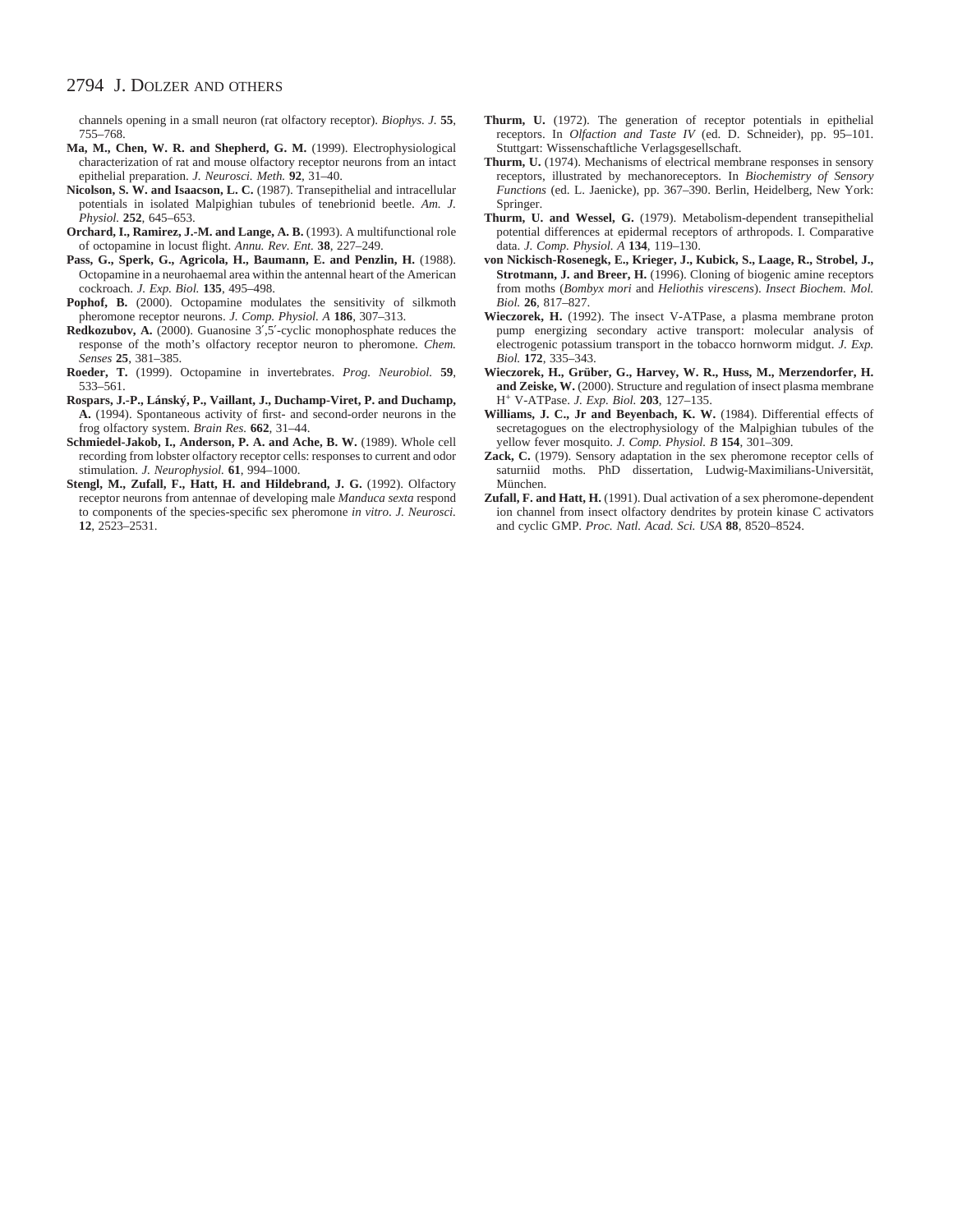channels opening in a small neuron (rat olfactory receptor). *Biophys. J.* **55**, 755–768.

**Ma, M., Chen, W. R. and Shepherd, G. M.** (1999). Electrophysiological characterization of rat and mouse olfactory receptor neurons from an intact epithelial preparation. *J. Neurosci. Meth.* **92**, 31–40.

**Nicolson, S. W. and Isaacson, L. C.** (1987). Transepithelial and intracellular potentials in isolated Malpighian tubules of tenebrionid beetle. *Am. J. Physiol.* **252**, 645–653.

**Orchard, I., Ramirez, J.-M. and Lange, A. B.** (1993). A multifunctional role of octopamine in locust flight. *Annu. Rev. Ent.* **38**, 227–249.

**Pass, G., Sperk, G., Agricola, H., Baumann, E. and Penzlin, H.** (1988). Octopamine in a neurohaemal area within the antennal heart of the American cockroach. *J. Exp. Biol.* **135**, 495–498.

**Pophof, B.** (2000). Octopamine modulates the sensitivity of silkmoth pheromone receptor neurons. *J. Comp. Physiol. A* **186**, 307–313.

**Redkozubov, A.** (2000). Guanosine 3′,5′-cyclic monophosphate reduces the response of the moth's olfactory receptor neuron to pheromone. *Chem. Senses* **25**, 381–385.

**Roeder, T.** (1999). Octopamine in invertebrates. *Prog. Neurobiol.* **59**, 533–561.

**Rospars, J.-P., Lánský, P., Vaillant, J., Duchamp-Viret, P. and Duchamp, A.** (1994). Spontaneous activity of first- and second-order neurons in the frog olfactory system. *Brain Res.* **662**, 31–44.

**Schmiedel-Jakob, I., Anderson, P. A. and Ache, B. W.** (1989). Whole cell recording from lobster olfactory receptor cells: responses to current and odor stimulation. *J. Neurophysiol.* **61**, 994–1000.

**Stengl, M., Zufall, F., Hatt, H. and Hildebrand, J. G.** (1992). Olfactory receptor neurons from antennae of developing male *Manduca sexta* respond to components of the species-specific sex pheromone *in vitro*. *J. Neurosci.* **12**, 2523–2531.

**Thurm, U.** (1972). The generation of receptor potentials in epithelial receptors. In *Olfaction and Taste IV* (ed. D. Schneider), pp. 95–101. Stuttgart: Wissenschaftliche Verlagsgesellschaft.

**Thurm, U.** (1974). Mechanisms of electrical membrane responses in sensory receptors, illustrated by mechanoreceptors. In *Biochemistry of Sensory Functions* (ed. L. Jaenicke), pp. 367–390. Berlin, Heidelberg, New York: Springer.

**Thurm, U. and Wessel, G.** (1979). Metabolism-dependent transepithelial potential differences at epidermal receptors of arthropods. I. Comparative data. *J. Comp. Physiol. A* **134**, 119–130.

**von Nickisch-Rosenegk, E., Krieger, J., Kubick, S., Laage, R., Strobel, J., Strotmann, J. and Breer, H.** (1996). Cloning of biogenic amine receptors from moths (*Bombyx mori* and *Heliothis virescens*). *Insect Biochem. Mol. Biol.* **26**, 817–827.

**Wieczorek, H.** (1992). The insect V-ATPase, a plasma membrane proton pump energizing secondary active transport: molecular analysis of electrogenic potassium transport in the tobacco hornworm midgut. *J. Exp. Biol.* **172**, 335–343.

**Wieczorek, H., Grüber, G., Harvey, W. R., Huss, M., Merzendorfer, H. and Zeiske, W.** (2000). Structure and regulation of insect plasma membrane $H^+$ V-ATPase. *J. Exp. Biol.* **203**, 127–135.

**Williams, J. C., Jr and Beyenbach, K. W.** (1984). Differential effects of secretagogues on the electrophysiology of the Malpighian tubules of the yellow fever mosquito. *J. Comp. Physiol. B* **154**, 301–309.

**Zack, C.** (1979). Sensory adaptation in the sex pheromone receptor cells of saturniid moths. PhD dissertation, Ludwig-Maximilians-Universität, München.

**Zufall, F. and Hatt, H.** (1991). Dual activation of a sex pheromone-dependent ion channel from insect olfactory dendrites by protein kinase C activators and cyclic GMP. *Proc. Natl. Acad. Sci. USA* **88**, 8520–8524.